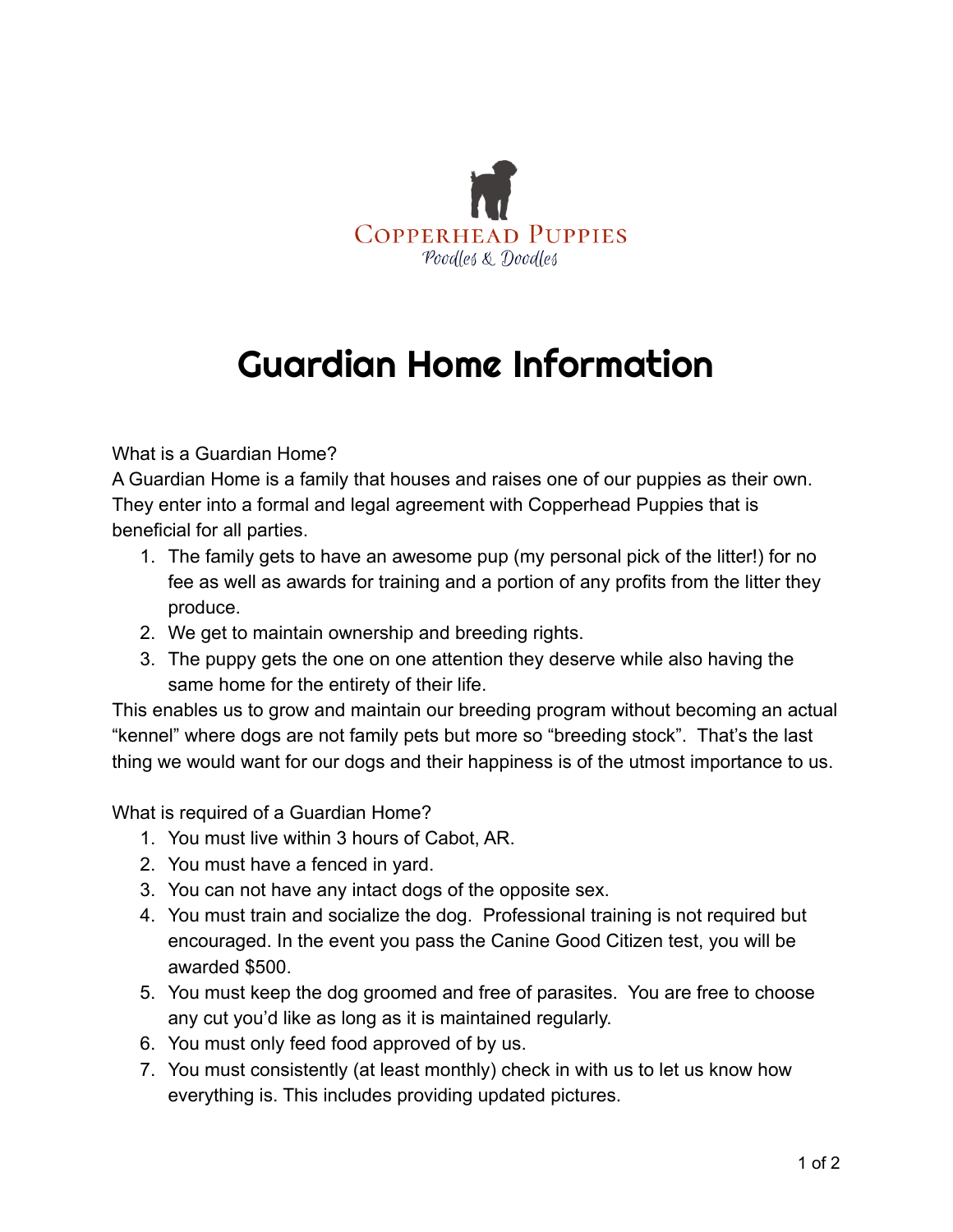Copperhead Puppies

*Poodles & Doodles*

# Guardian Home Information

What is a Guardian Home?

A Guardian Home is a family that houses and raises one of our puppies as their own. They enter into a formal and legal agreement with Copperhead Puppies that is beneficial for all parties.

1. The family gets to have an awesome pup (my personal pick of the litter!) for no fee as well as awards for training and a portion of any profits from the litter they produce.
2. We get to maintain ownership and breeding rights.
3. The puppy gets the one on one attention they deserve while also having the same home for the entirety of their life.

This enables us to grow and maintain our breeding program without becoming an actual "kennel" where dogs are not family pets but more so "breeding stock". That's the last thing we would want for our dogs and their happiness is of the utmost importance to us.

What is required of a Guardian Home?

1. You must live within 3 hours of Cabot, AR.
2. You must have a fenced in yard.
3. You can not have any intact dogs of the opposite sex.
4. You must train and socialize the dog. Professional training is not required but encouraged. In the event you pass the Canine Good Citizen test, you will be awarded $500.
5. You must keep the dog groomed and free of parasites. You are free to choose any cut you'd like as long as it is maintained regularly.
6. You must only feed food approved of by us.
7. You must consistently (at least monthly) check in with us to let us know how everything is. This includes providing updated pictures.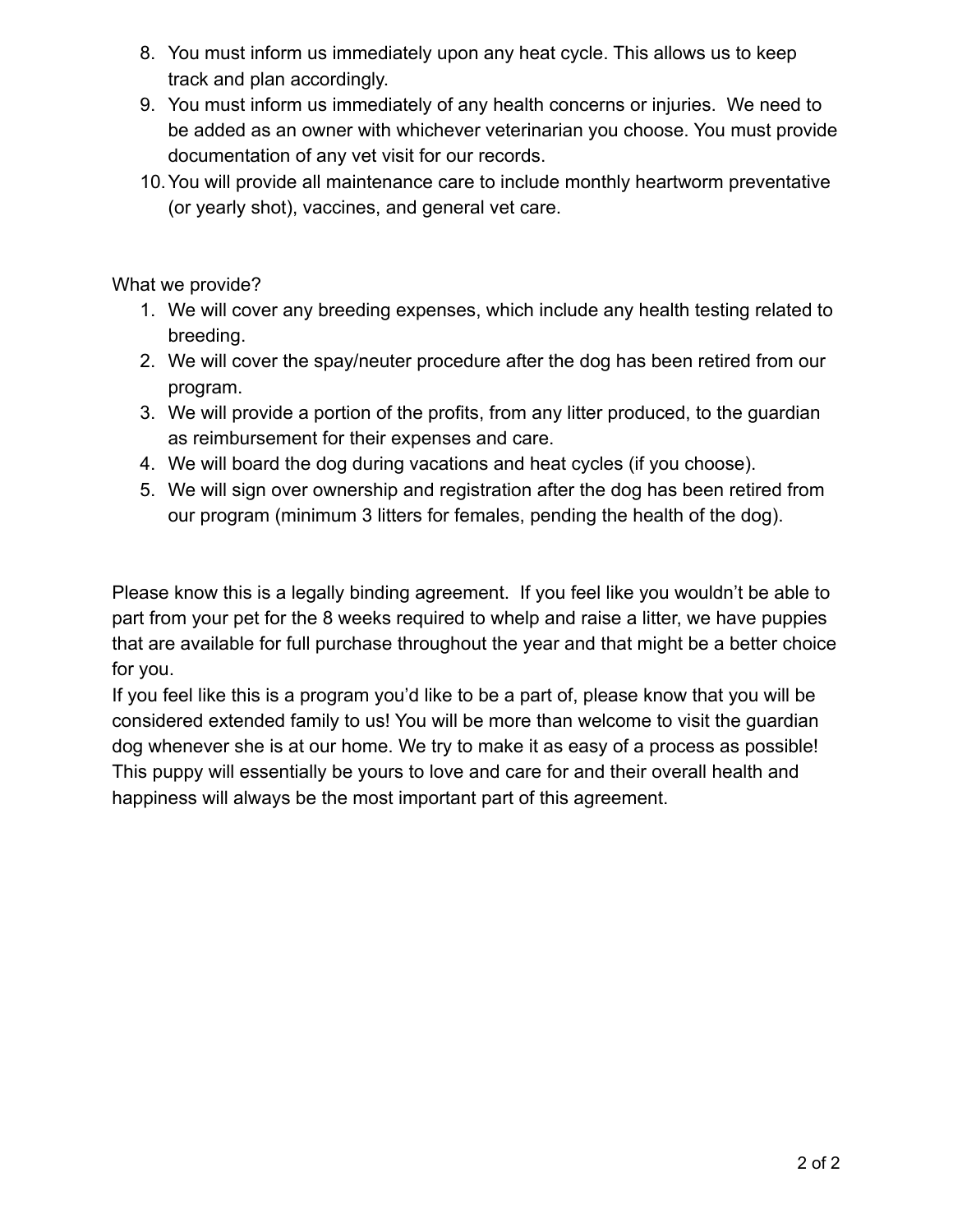8. You must inform us immediately upon any heat cycle. This allows us to keep track and plan accordingly.
9. You must inform us immediately of any health concerns or injuries. We need to be added as an owner with whichever veterinarian you choose. You must provide documentation of any vet visit for our records.
10. You will provide all maintenance care to include monthly heartworm preventative (or yearly shot), vaccines, and general vet care.

What we provide?

1. We will cover any breeding expenses, which include any health testing related to breeding.
2. We will cover the spay/neuter procedure after the dog has been retired from our program.
3. We will provide a portion of the profits, from any litter produced, to the guardian as reimbursement for their expenses and care.
4. We will board the dog during vacations and heat cycles (if you choose).
5. We will sign over ownership and registration after the dog has been retired from our program (minimum 3 litters for females, pending the health of the dog).

Please know this is a legally binding agreement. If you feel like you wouldn't be able to part from your pet for the 8 weeks required to whelp and raise a litter, we have puppies that are available for full purchase throughout the year and that might be a better choice for you.

If you feel like this is a program you'd like to be a part of, please know that you will be considered extended family to us! You will be more than welcome to visit the guardian dog whenever she is at our home. We try to make it as easy of a process as possible! This puppy will essentially be yours to love and care for and their overall health and happiness will always be the most important part of this agreement.